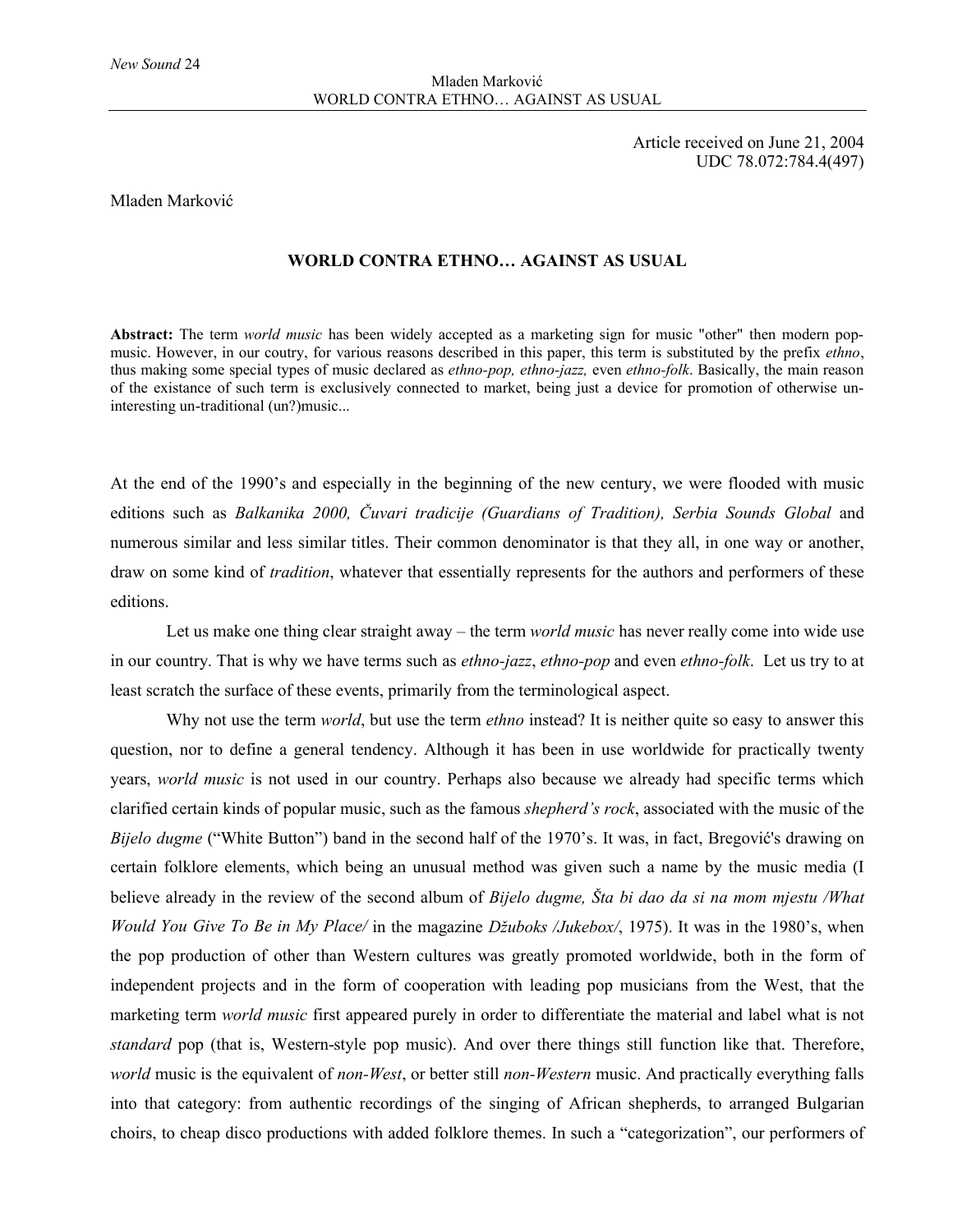Article received on June 21, 2004
UDC 78.072:784.4(497)

Mladen Marković

# WORLD CONTRA ETHNO… AGAINST AS USUAL

**Abstract:** The term *world music* has been widely accepted as a marketing sign for music "other" then modern pop-music. However, in our coutry, for various reasons described in this paper, this term is substituted by the prefix *ethno*, thus making some special types of music declared as *ethno-pop, ethno-jazz,* even *ethno-folk*. Basically, the main reason of the existance of such term is exclusively connected to market, being just a device for promotion of otherwise un-interesting un-traditional (un?)music...

At the end of the 1990's and especially in the beginning of the new century, we were flooded with music editions such as *Balkanika 2000, Čuvari tradicije (Guardians of Tradition), Serbia Sounds Global* and numerous similar and less similar titles. Their common denominator is that they all, in one way or another, draw on some kind of *tradition*, whatever that essentially represents for the authors and performers of these editions.

Let us make one thing clear straight away – the term *world music* has never really come into wide use in our country. That is why we have terms such as *ethno-jazz*, *ethno-pop* and even *ethno-folk*. Let us try to at least scratch the surface of these events, primarily from the terminological aspect.

Why not use the term *world*, but use the term *ethno* instead? It is neither quite so easy to answer this question, nor to define a general tendency. Although it has been in use worldwide for practically twenty years, *world music* is not used in our country. Perhaps also because we already had specific terms which clarified certain kinds of popular music, such as the famous *shepherd's rock*, associated with the music of the *Bijelo dugme* ("White Button") band in the second half of the 1970's. It was, in fact, Bregović's drawing on certain folklore elements, which being an unusual method was given such a name by the music media (I believe already in the review of the second album of *Bijelo dugme, Šta bi dao da si na mom mjestu /What Would You Give To Be in My Place/* in the magazine *Džuboks /Jukebox/*, 1975). It was in the 1980's, when the pop production of other than Western cultures was greatly promoted worldwide, both in the form of independent projects and in the form of cooperation with leading pop musicians from the West, that the marketing term *world music* first appeared purely in order to differentiate the material and label what is not *standard* pop (that is, Western-style pop music). And over there things still function like that. Therefore, *world* music is the equivalent of *non-West*, or better still *non-Western* music. And practically everything falls into that category: from authentic recordings of the singing of African shepherds, to arranged Bulgarian choirs, to cheap disco productions with added folklore themes. In such a "categorization", our performers of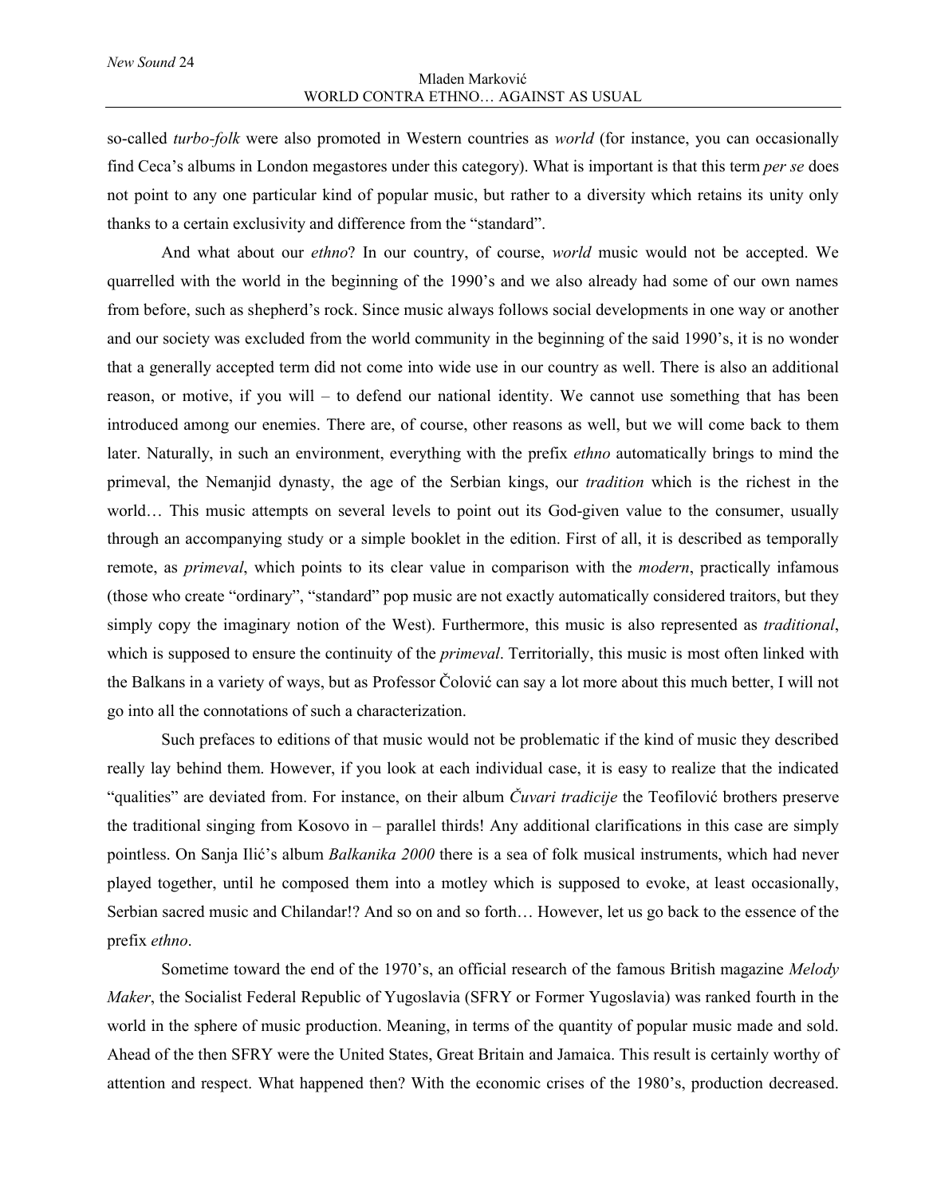so-called *turbo-folk* were also promoted in Western countries as *world* (for instance, you can occasionally find Ceca's albums in London megastores under this category). What is important is that this term *per se* does not point to any one particular kind of popular music, but rather to a diversity which retains its unity only thanks to a certain exclusivity and difference from the "standard".

And what about our *ethno*? In our country, of course, *world* music would not be accepted. We quarrelled with the world in the beginning of the 1990's and we also already had some of our own names from before, such as shepherd's rock. Since music always follows social developments in one way or another and our society was excluded from the world community in the beginning of the said 1990's, it is no wonder that a generally accepted term did not come into wide use in our country as well. There is also an additional reason, or motive, if you will – to defend our national identity. We cannot use something that has been introduced among our enemies. There are, of course, other reasons as well, but we will come back to them later. Naturally, in such an environment, everything with the prefix *ethno* automatically brings to mind the primeval, the Nemanjid dynasty, the age of the Serbian kings, our *tradition* which is the richest in the world… This music attempts on several levels to point out its God-given value to the consumer, usually through an accompanying study or a simple booklet in the edition. First of all, it is described as temporally remote, as *primeval*, which points to its clear value in comparison with the *modern*, practically infamous (those who create "ordinary", "standard" pop music are not exactly automatically considered traitors, but they simply copy the imaginary notion of the West). Furthermore, this music is also represented as *traditional*, which is supposed to ensure the continuity of the *primeval*. Territorially, this music is most often linked with the Balkans in a variety of ways, but as Professor Čolović can say a lot more about this much better, I will not go into all the connotations of such a characterization.

Such prefaces to editions of that music would not be problematic if the kind of music they described really lay behind them. However, if you look at each individual case, it is easy to realize that the indicated "qualities" are deviated from. For instance, on their album *Čuvari tradicije* the Teofilović brothers preserve the traditional singing from Kosovo in – parallel thirds! Any additional clarifications in this case are simply pointless. On Sanja Ilić's album *Balkanika 2000* there is a sea of folk musical instruments, which had never played together, until he composed them into a motley which is supposed to evoke, at least occasionally, Serbian sacred music and Chilandar!? And so on and so forth… However, let us go back to the essence of the prefix *ethno*.

Sometime toward the end of the 1970's, an official research of the famous British magazine *Melody Maker*, the Socialist Federal Republic of Yugoslavia (SFRY or Former Yugoslavia) was ranked fourth in the world in the sphere of music production. Meaning, in terms of the quantity of popular music made and sold. Ahead of the then SFRY were the United States, Great Britain and Jamaica. This result is certainly worthy of attention and respect. What happened then? With the economic crises of the 1980's, production decreased.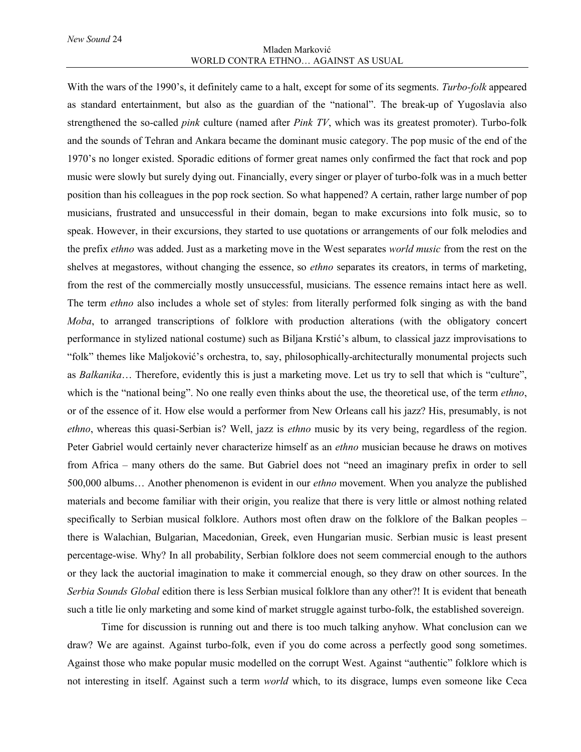With the wars of the 1990's, it definitely came to a halt, except for some of its segments. *Turbo-folk* appeared as standard entertainment, but also as the guardian of the "national". The break-up of Yugoslavia also strengthened the so-called *pink* culture (named after *Pink TV*, which was its greatest promoter). Turbo-folk and the sounds of Tehran and Ankara became the dominant music category. The pop music of the end of the 1970's no longer existed. Sporadic editions of former great names only confirmed the fact that rock and pop music were slowly but surely dying out. Financially, every singer or player of turbo-folk was in a much better position than his colleagues in the pop rock section. So what happened? A certain, rather large number of pop musicians, frustrated and unsuccessful in their domain, began to make excursions into folk music, so to speak. However, in their excursions, they started to use quotations or arrangements of our folk melodies and the prefix *ethno* was added. Just as a marketing move in the West separates *world music* from the rest on the shelves at megastores, without changing the essence, so *ethno* separates its creators, in terms of marketing, from the rest of the commercially mostly unsuccessful, musicians. The essence remains intact here as well. The term *ethno* also includes a whole set of styles: from literally performed folk singing as with the band *Moba*, to arranged transcriptions of folklore with production alterations (with the obligatory concert performance in stylized national costume) such as Biljana Krstić's album, to classical jazz improvisations to "folk" themes like Maljoković's orchestra, to, say, philosophically-architecturally monumental projects such as *Balkanika*… Therefore, evidently this is just a marketing move. Let us try to sell that which is "culture", which is the "national being". No one really even thinks about the use, the theoretical use, of the term *ethno*, or of the essence of it. How else would a performer from New Orleans call his jazz? His, presumably, is not *ethno*, whereas this quasi-Serbian is? Well, jazz is *ethno* music by its very being, regardless of the region. Peter Gabriel would certainly never characterize himself as an *ethno* musician because he draws on motives from Africa – many others do the same. But Gabriel does not "need an imaginary prefix in order to sell 500,000 albums… Another phenomenon is evident in our *ethno* movement. When you analyze the published materials and become familiar with their origin, you realize that there is very little or almost nothing related specifically to Serbian musical folklore. Authors most often draw on the folklore of the Balkan peoples – there is Walachian, Bulgarian, Macedonian, Greek, even Hungarian music. Serbian music is least present percentage-wise. Why? In all probability, Serbian folklore does not seem commercial enough to the authors or they lack the auctorial imagination to make it commercial enough, so they draw on other sources. In the *Serbia Sounds Global* edition there is less Serbian musical folklore than any other?! It is evident that beneath such a title lie only marketing and some kind of market struggle against turbo-folk, the established sovereign.

Time for discussion is running out and there is too much talking anyhow. What conclusion can we draw? We are against. Against turbo-folk, even if you do come across a perfectly good song sometimes. Against those who make popular music modelled on the corrupt West. Against "authentic" folklore which is not interesting in itself. Against such a term *world* which, to its disgrace, lumps even someone like Ceca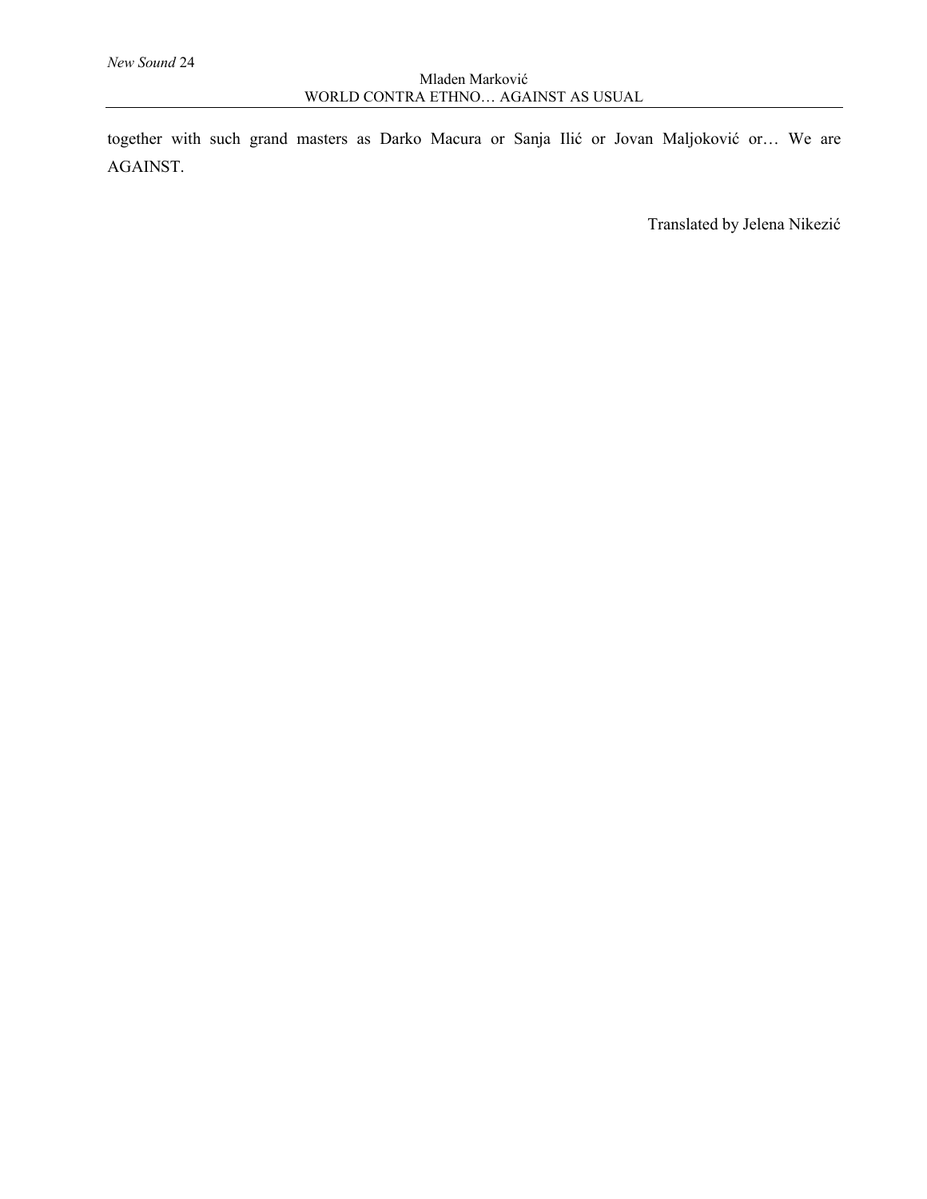together with such grand masters as Darko Macura or Sanja Ilić or Jovan Maljoković or… We are AGAINST.

Translated by Jelena Nikezić